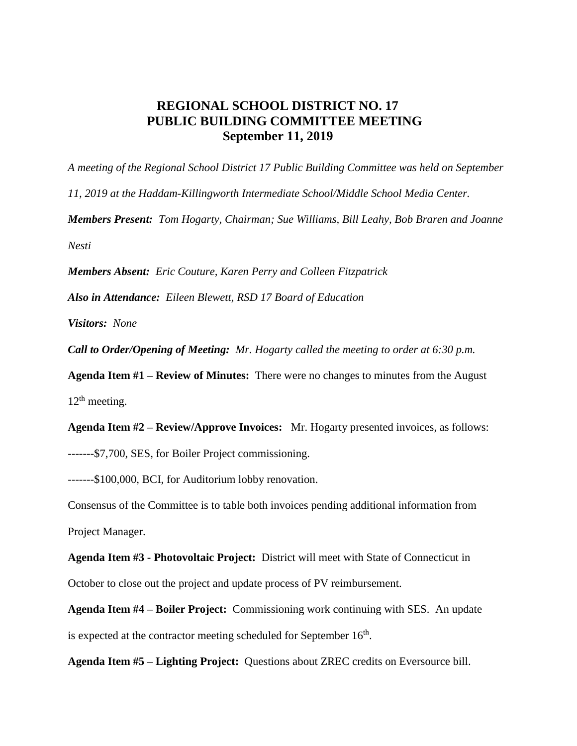# REGIONAL SCHOOL DISTRICT NO. 17
## PUBLIC BUILDING COMMITTEE MEETING
## September 11, 2019

*A meeting of the Regional School District 17 Public Building Committee was held on September 11, 2019 at the Haddam-Killingworth Intermediate School/Middle School Media Center.*

***Members Present:*** *Tom Hogarty, Chairman; Sue Williams, Bill Leahy, Bob Braren and Joanne Nesti*

***Members Absent:*** *Eric Couture, Karen Perry and Colleen Fitzpatrick*

***Also in Attendance:*** *Eileen Blewett, RSD 17 Board of Education*

***Visitors:*** *None*

***Call to Order/Opening of Meeting:*** *Mr. Hogarty called the meeting to order at 6:30 p.m.*

**Agenda Item #1 – Review of Minutes:** There were no changes to minutes from the August 12th meeting.

**Agenda Item #2 – Review/Approve Invoices:** Mr. Hogarty presented invoices, as follows:

-------$7,700, SES, for Boiler Project commissioning.

-------$100,000, BCI, for Auditorium lobby renovation.

Consensus of the Committee is to table both invoices pending additional information from Project Manager.

**Agenda Item #3 - Photovoltaic Project:** District will meet with State of Connecticut in October to close out the project and update process of PV reimbursement.

**Agenda Item #4 – Boiler Project:** Commissioning work continuing with SES. An update is expected at the contractor meeting scheduled for September 16th.

**Agenda Item #5 – Lighting Project:** Questions about ZREC credits on Eversource bill.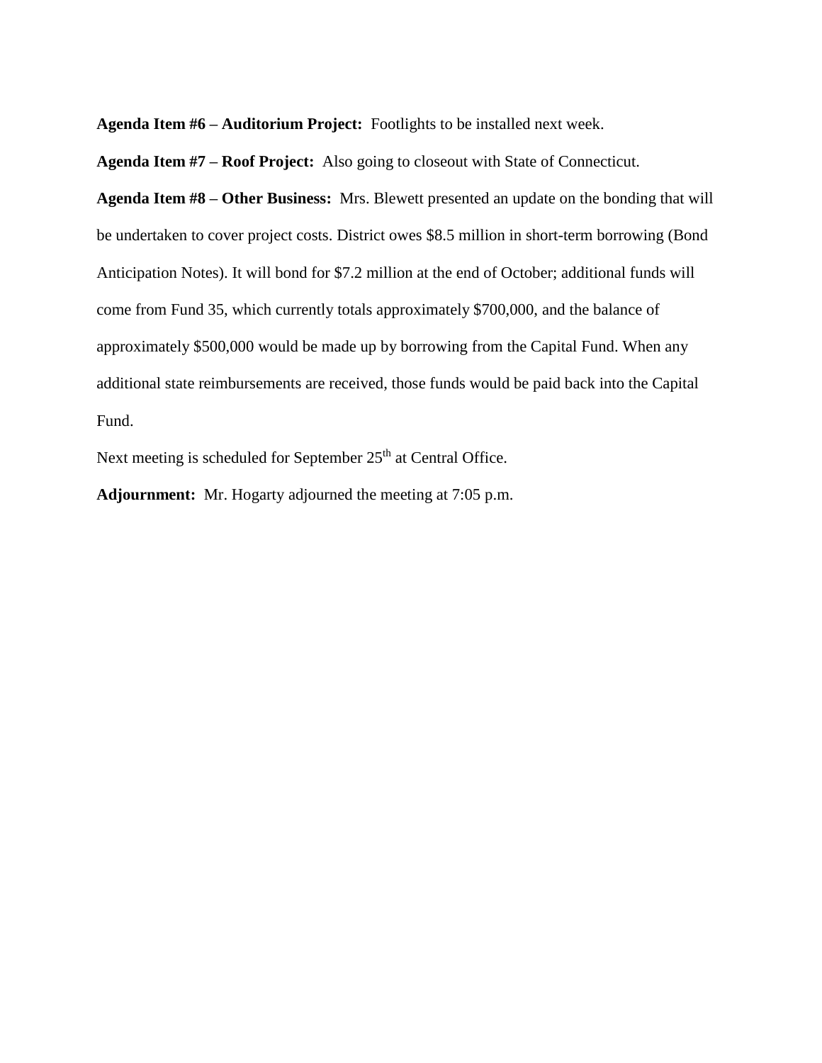**Agenda Item #6 – Auditorium Project:** Footlights to be installed next week.

**Agenda Item #7 – Roof Project:** Also going to closeout with State of Connecticut.

**Agenda Item #8 – Other Business:** Mrs. Blewett presented an update on the bonding that will be undertaken to cover project costs. District owes $8.5 million in short-term borrowing (Bond Anticipation Notes). It will bond for $7.2 million at the end of October; additional funds will come from Fund 35, which currently totals approximately $700,000, and the balance of approximately $500,000 would be made up by borrowing from the Capital Fund. When any additional state reimbursements are received, those funds would be paid back into the Capital Fund.

Next meeting is scheduled for September 25th at Central Office.

**Adjournment:** Mr. Hogarty adjourned the meeting at 7:05 p.m.